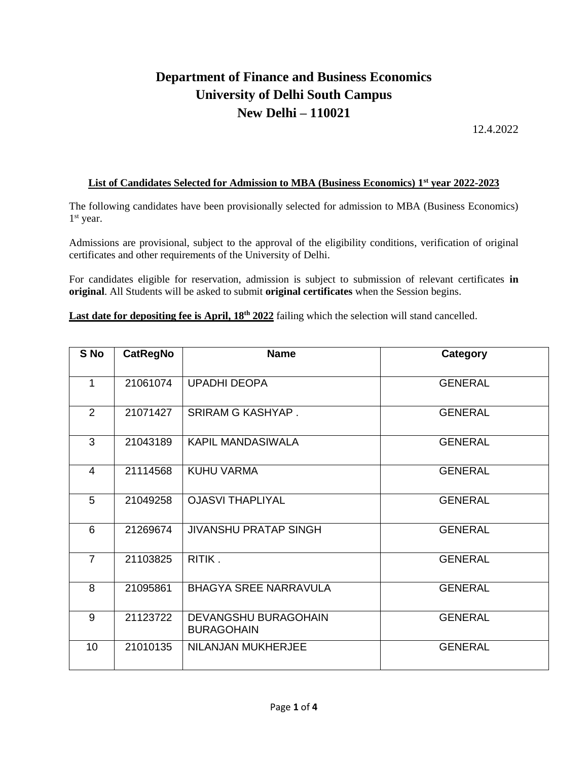# Department of Finance and Business Economics
# University of Delhi South Campus
# New Delhi – 110021

12.4.2022

**List of Candidates Selected for Admission to MBA (Business Economics) 1st year 2022-2023**

The following candidates have been provisionally selected for admission to MBA (Business Economics) 1st year.

Admissions are provisional, subject to the approval of the eligibility conditions, verification of original certificates and other requirements of the University of Delhi.

For candidates eligible for reservation, admission is subject to submission of relevant certificates **in original**. All Students will be asked to submit **original certificates** when the Session begins.

**Last date for depositing fee is April, 18th 2022** failing which the selection will stand cancelled.

| S No | CatRegNo | Name | Category |
|---|---|---|---|
| 1 | 21061074 | UPADHI DEOPA | GENERAL |
| 2 | 21071427 | SRIRAM G KASHYAP . | GENERAL |
| 3 | 21043189 | KAPIL MANDASIWALA | GENERAL |
| 4 | 21114568 | KUHU VARMA | GENERAL |
| 5 | 21049258 | OJASVI THAPLIYAL | GENERAL |
| 6 | 21269674 | JIVANSHU PRATAP SINGH | GENERAL |
| 7 | 21103825 | RITIK . | GENERAL |
| 8 | 21095861 | BHAGYA SREE NARRAVULA | GENERAL |
| 9 | 21123722 | DEVANGSHU BURAGOHAIN BURAGOHAIN | GENERAL |
| 10 | 21010135 | NILANJAN MUKHERJEE | GENERAL |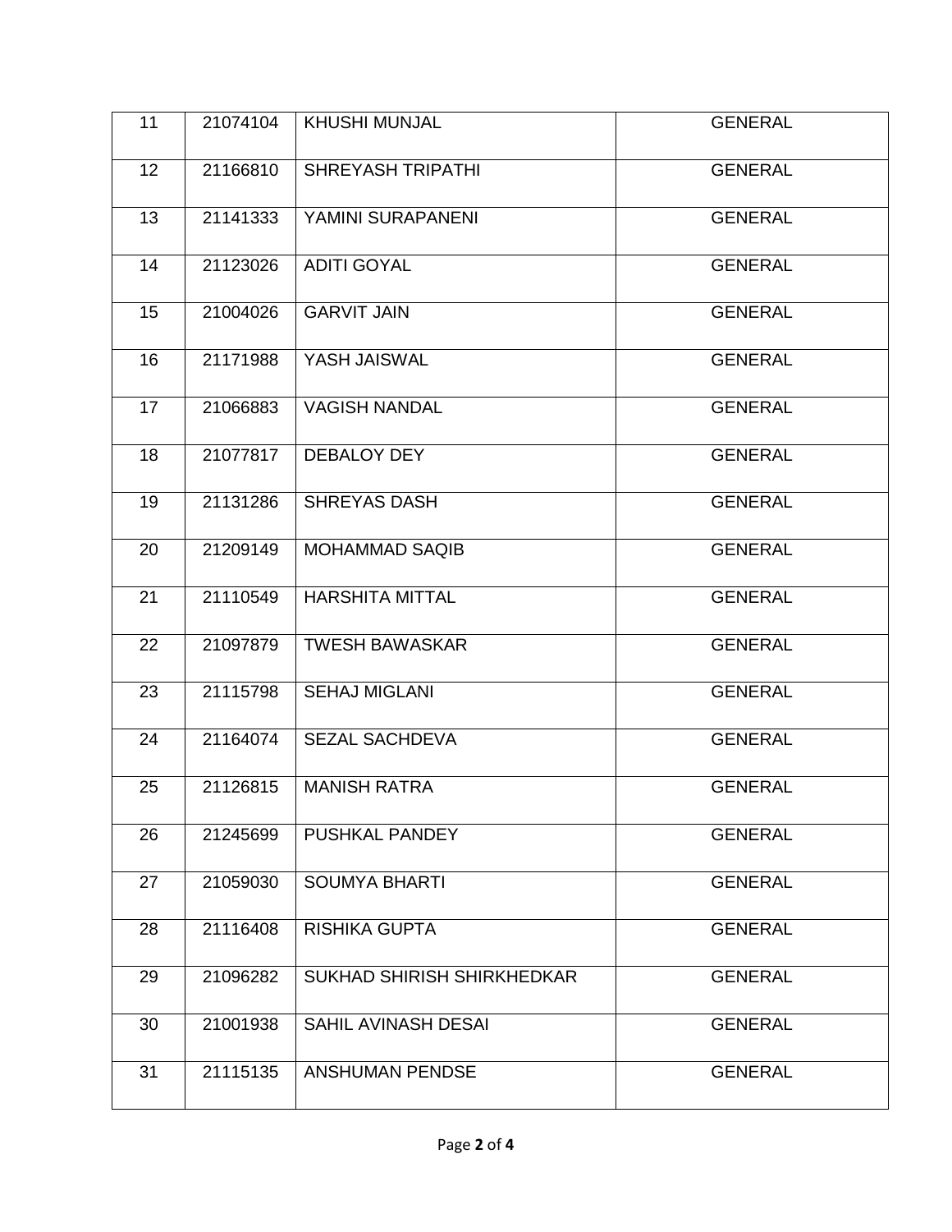| 11 | 21074104 | KHUSHI MUNJAL | GENERAL |
|---|---|---|---|
| 12 | 21166810 | SHREYASH TRIPATHI | GENERAL |
| 13 | 21141333 | YAMINI SURAPANENI | GENERAL |
| 14 | 21123026 | ADITI GOYAL | GENERAL |
| 15 | 21004026 | GARVIT JAIN | GENERAL |
| 16 | 21171988 | YASH JAISWAL | GENERAL |
| 17 | 21066883 | VAGISH NANDAL | GENERAL |
| 18 | 21077817 | DEBALOY DEY | GENERAL |
| 19 | 21131286 | SHREYAS DASH | GENERAL |
| 20 | 21209149 | MOHAMMAD SAQIB | GENERAL |
| 21 | 21110549 | HARSHITA MITTAL | GENERAL |
| 22 | 21097879 | TWESH BAWASKAR | GENERAL |
| 23 | 21115798 | SEHAJ MIGLANI | GENERAL |
| 24 | 21164074 | SEZAL SACHDEVA | GENERAL |
| 25 | 21126815 | MANISH RATRA | GENERAL |
| 26 | 21245699 | PUSHKAL PANDEY | GENERAL |
| 27 | 21059030 | SOUMYA BHARTI | GENERAL |
| 28 | 21116408 | RISHIKA GUPTA | GENERAL |
| 29 | 21096282 | SUKHAD SHIRISH SHIRKHEDKAR | GENERAL |
| 30 | 21001938 | SAHIL AVINASH DESAI | GENERAL |
| 31 | 21115135 | ANSHUMAN PENDSE | GENERAL |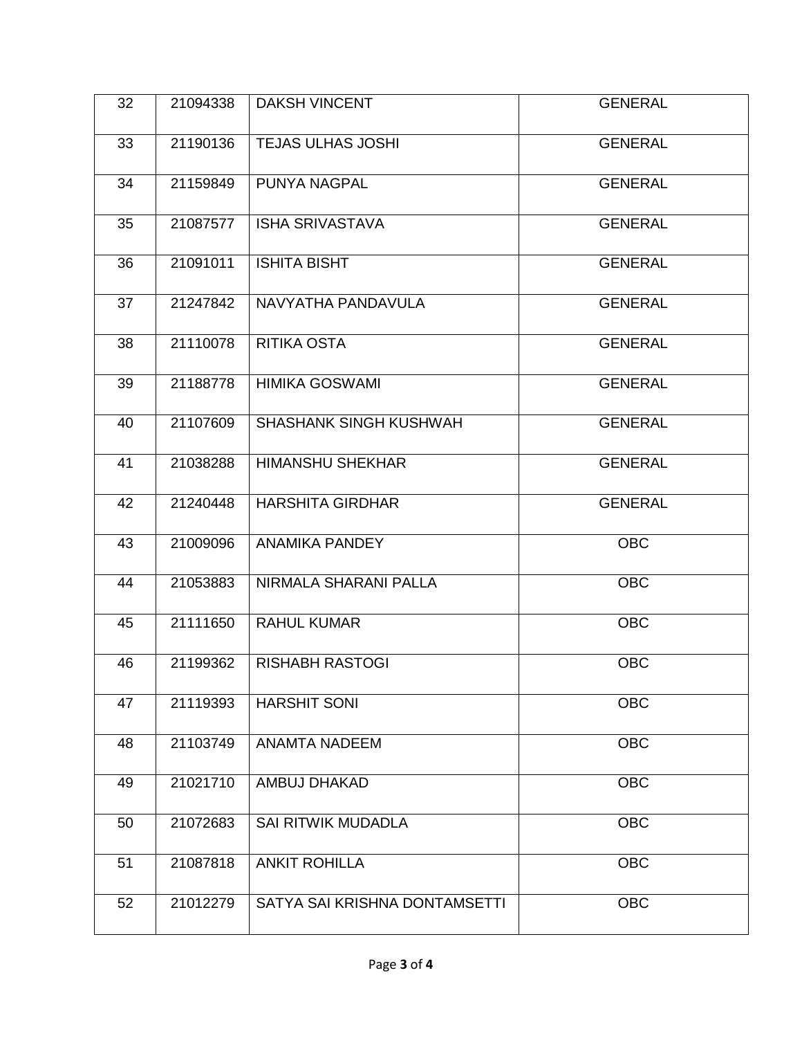| 32 | 21094338 | DAKSH VINCENT | GENERAL |
|---|---|---|---|
| 33 | 21190136 | TEJAS ULHAS JOSHI | GENERAL |
| 34 | 21159849 | PUNYA NAGPAL | GENERAL |
| 35 | 21087577 | ISHA SRIVASTAVA | GENERAL |
| 36 | 21091011 | ISHITA BISHT | GENERAL |
| 37 | 21247842 | NAVYATHA PANDAVULA | GENERAL |
| 38 | 21110078 | RITIKA OSTA | GENERAL |
| 39 | 21188778 | HIMIKA GOSWAMI | GENERAL |
| 40 | 21107609 | SHASHANK SINGH KUSHWAH | GENERAL |
| 41 | 21038288 | HIMANSHU SHEKHAR | GENERAL |
| 42 | 21240448 | HARSHITA GIRDHAR | GENERAL |
| 43 | 21009096 | ANAMIKA PANDEY | OBC |
| 44 | 21053883 | NIRMALA SHARANI PALLA | OBC |
| 45 | 21111650 | RAHUL KUMAR | OBC |
| 46 | 21199362 | RISHABH RASTOGI | OBC |
| 47 | 21119393 | HARSHIT SONI | OBC |
| 48 | 21103749 | ANAMTA NADEEM | OBC |
| 49 | 21021710 | AMBUJ DHAKAD | OBC |
| 50 | 21072683 | SAI RITWIK MUDADLA | OBC |
| 51 | 21087818 | ANKIT ROHILLA | OBC |
| 52 | 21012279 | SATYA SAI KRISHNA DONTAMSETTI | OBC |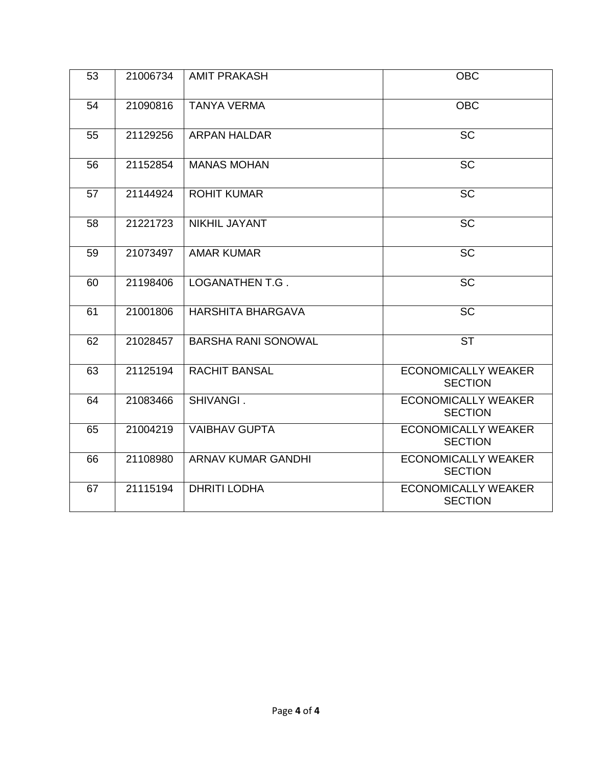| | | | |
|---|---|---|---|
| 53 | 21006734 | AMIT PRAKASH | OBC |
| 54 | 21090816 | TANYA VERMA | OBC |
| 55 | 21129256 | ARPAN HALDAR | SC |
| 56 | 21152854 | MANAS MOHAN | SC |
| 57 | 21144924 | ROHIT KUMAR | SC |
| 58 | 21221723 | NIKHIL JAYANT | SC |
| 59 | 21073497 | AMAR KUMAR | SC |
| 60 | 21198406 | LOGANATHEN T.G . | SC |
| 61 | 21001806 | HARSHITA BHARGAVA | SC |
| 62 | 21028457 | BARSHA RANI SONOWAL | ST |
| 63 | 21125194 | RACHIT BANSAL | ECONOMICALLY WEAKER SECTION |
| 64 | 21083466 | SHIVANGI . | ECONOMICALLY WEAKER SECTION |
| 65 | 21004219 | VAIBHAV GUPTA | ECONOMICALLY WEAKER SECTION |
| 66 | 21108980 | ARNAV KUMAR GANDHI | ECONOMICALLY WEAKER SECTION |
| 67 | 21115194 | DHRITI LODHA | ECONOMICALLY WEAKER SECTION |